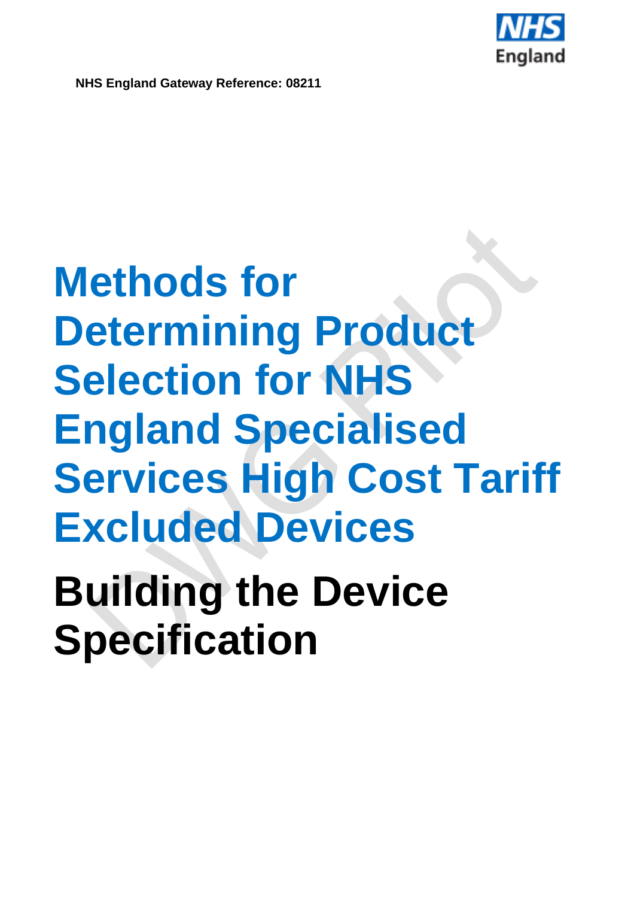NHS England Gateway Reference: 08211

# Methods for Determining Product Selection for NHS England Specialised Services High Cost Tariff Excluded Devices

# Building the Device Specification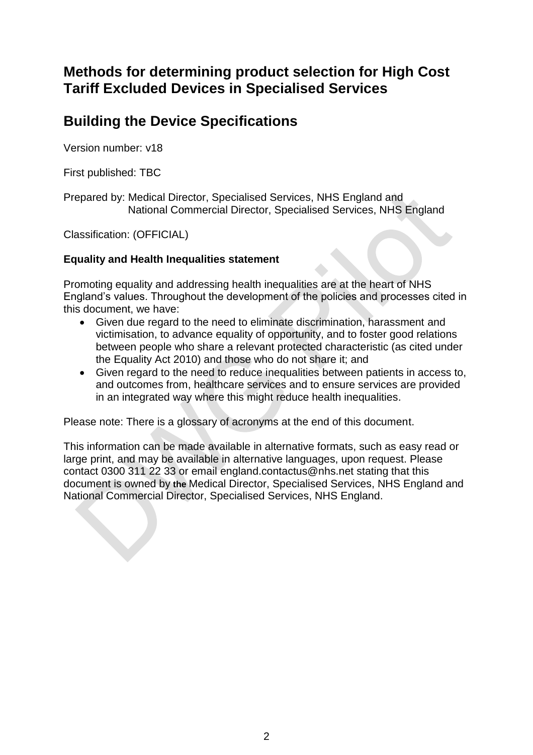# Methods for determining product selection for High Cost Tariff Excluded Devices in Specialised Services

## Building the Device Specifications

Version number: v18

First published: TBC

Prepared by: Medical Director, Specialised Services, NHS England and
National Commercial Director, Specialised Services, NHS England

Classification: (OFFICIAL)

**Equality and Health Inequalities statement**

Promoting equality and addressing health inequalities are at the heart of NHS England's values. Throughout the development of the policies and processes cited in this document, we have:

- Given due regard to the need to eliminate discrimination, harassment and victimisation, to advance equality of opportunity, and to foster good relations between people who share a relevant protected characteristic (as cited under the Equality Act 2010) and those who do not share it; and
- Given regard to the need to reduce inequalities between patients in access to, and outcomes from, healthcare services and to ensure services are provided in an integrated way where this might reduce health inequalities.

Please note: There is a glossary of acronyms at the end of this document.

This information can be made available in alternative formats, such as easy read or large print, and may be available in alternative languages, upon request. Please contact 0300 311 22 33 or email england.contactus@nhs.net stating that this document is owned by the Medical Director, Specialised Services, NHS England and National Commercial Director, Specialised Services, NHS England.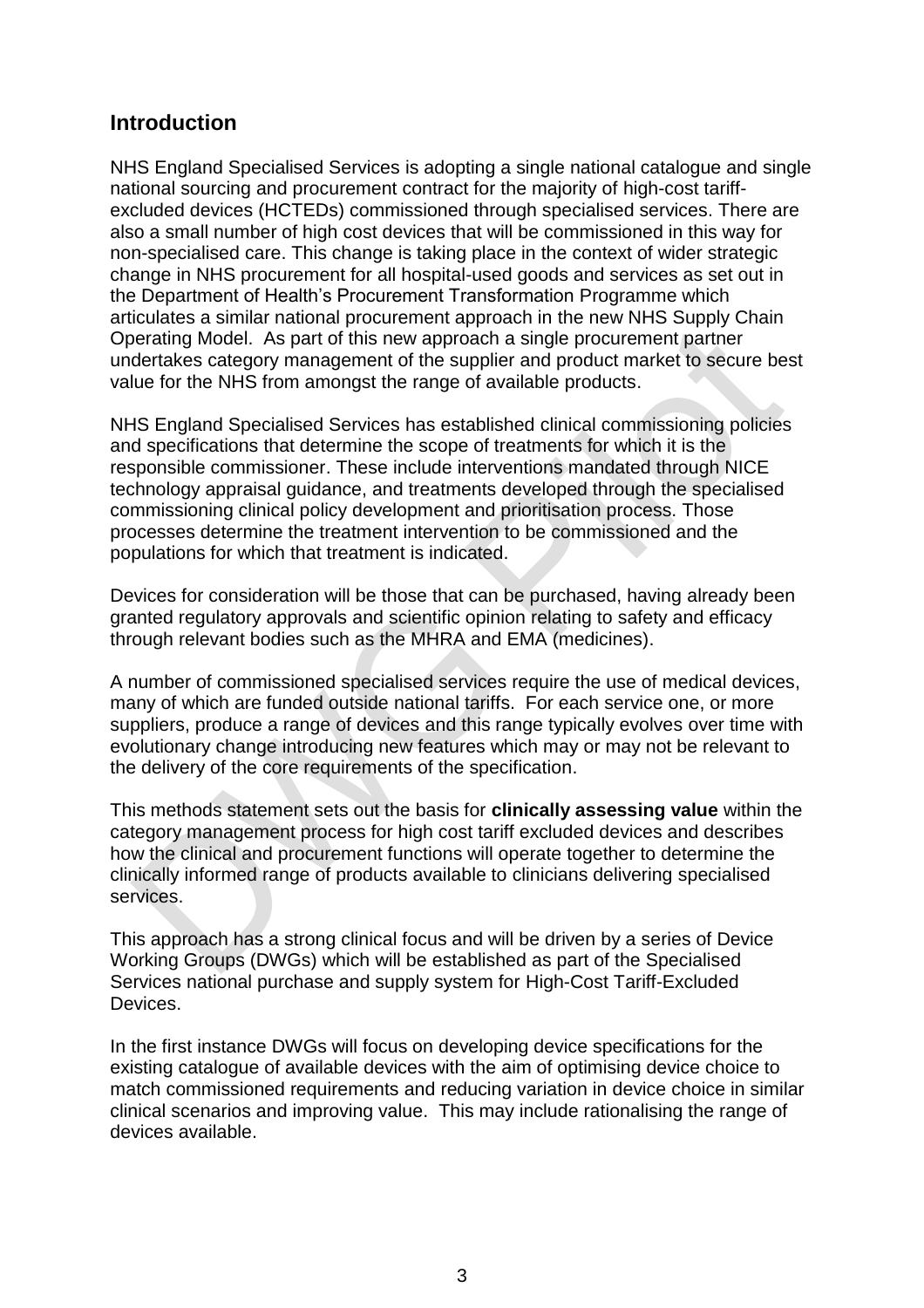## Introduction

NHS England Specialised Services is adopting a single national catalogue and single national sourcing and procurement contract for the majority of high-cost tariff-excluded devices (HCTEDs) commissioned through specialised services. There are also a small number of high cost devices that will be commissioned in this way for non-specialised care. This change is taking place in the context of wider strategic change in NHS procurement for all hospital-used goods and services as set out in the Department of Health's Procurement Transformation Programme which articulates a similar national procurement approach in the new NHS Supply Chain Operating Model. As part of this new approach a single procurement partner undertakes category management of the supplier and product market to secure best value for the NHS from amongst the range of available products.

NHS England Specialised Services has established clinical commissioning policies and specifications that determine the scope of treatments for which it is the responsible commissioner. These include interventions mandated through NICE technology appraisal guidance, and treatments developed through the specialised commissioning clinical policy development and prioritisation process. Those processes determine the treatment intervention to be commissioned and the populations for which that treatment is indicated.

Devices for consideration will be those that can be purchased, having already been granted regulatory approvals and scientific opinion relating to safety and efficacy through relevant bodies such as the MHRA and EMA (medicines).

A number of commissioned specialised services require the use of medical devices, many of which are funded outside national tariffs. For each service one, or more suppliers, produce a range of devices and this range typically evolves over time with evolutionary change introducing new features which may or may not be relevant to the delivery of the core requirements of the specification.

This methods statement sets out the basis for **clinically assessing value** within the category management process for high cost tariff excluded devices and describes how the clinical and procurement functions will operate together to determine the clinically informed range of products available to clinicians delivering specialised services.

This approach has a strong clinical focus and will be driven by a series of Device Working Groups (DWGs) which will be established as part of the Specialised Services national purchase and supply system for High-Cost Tariff-Excluded Devices.

In the first instance DWGs will focus on developing device specifications for the existing catalogue of available devices with the aim of optimising device choice to match commissioned requirements and reducing variation in device choice in similar clinical scenarios and improving value. This may include rationalising the range of devices available.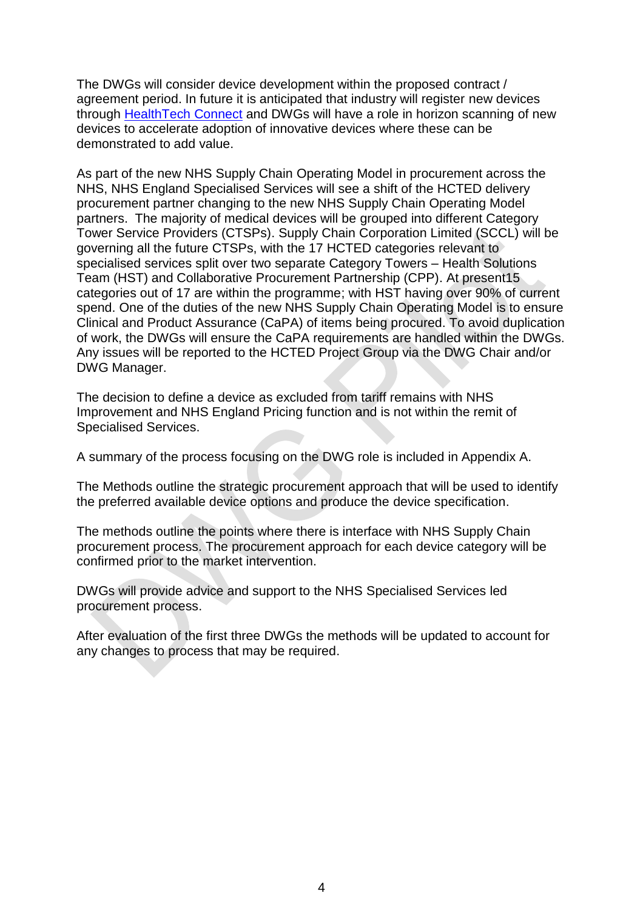The DWGs will consider device development within the proposed contract / agreement period. In future it is anticipated that industry will register new devices through [HealthTech Connect] and DWGs will have a role in horizon scanning of new devices to accelerate adoption of innovative devices where these can be demonstrated to add value.

As part of the new NHS Supply Chain Operating Model in procurement across the NHS, NHS England Specialised Services will see a shift of the HCTED delivery procurement partner changing to the new NHS Supply Chain Operating Model partners. The majority of medical devices will be grouped into different Category Tower Service Providers (CTSPs). Supply Chain Corporation Limited (SCCL) will be governing all the future CTSPs, with the 17 HCTED categories relevant to specialised services split over two separate Category Towers – Health Solutions Team (HST) and Collaborative Procurement Partnership (CPP). At present15 categories out of 17 are within the programme; with HST having over 90% of current spend. One of the duties of the new NHS Supply Chain Operating Model is to ensure Clinical and Product Assurance (CaPA) of items being procured. To avoid duplication of work, the DWGs will ensure the CaPA requirements are handled within the DWGs. Any issues will be reported to the HCTED Project Group via the DWG Chair and/or DWG Manager.

The decision to define a device as excluded from tariff remains with NHS Improvement and NHS England Pricing function and is not within the remit of Specialised Services.

A summary of the process focusing on the DWG role is included in Appendix A.

The Methods outline the strategic procurement approach that will be used to identify the preferred available device options and produce the device specification.

The methods outline the points where there is interface with NHS Supply Chain procurement process. The procurement approach for each device category will be confirmed prior to the market intervention.

DWGs will provide advice and support to the NHS Specialised Services led procurement process.

After evaluation of the first three DWGs the methods will be updated to account for any changes to process that may be required.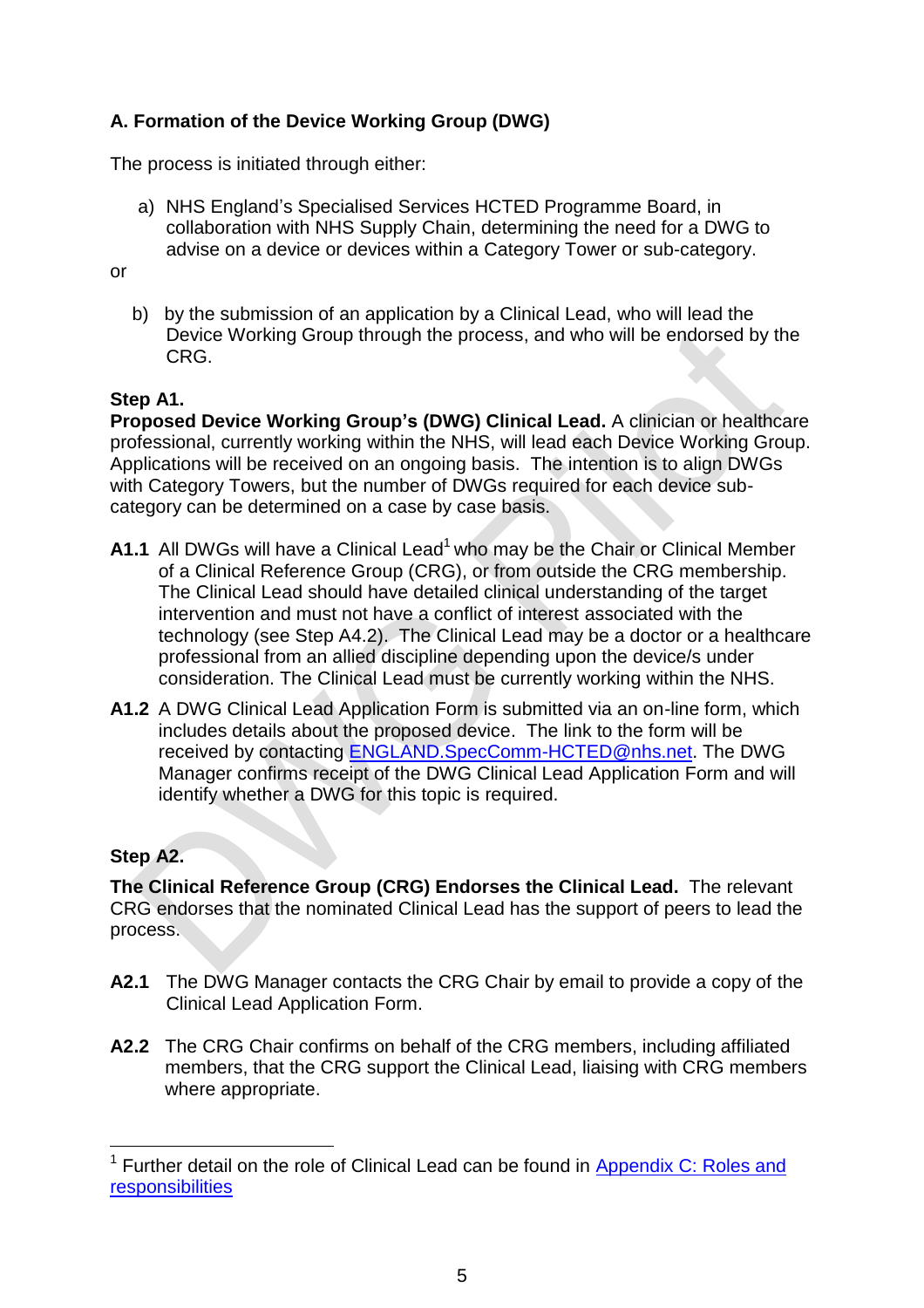## A. Formation of the Device Working Group (DWG)

The process is initiated through either:

a) NHS England's Specialised Services HCTED Programme Board, in collaboration with NHS Supply Chain, determining the need for a DWG to advise on a device or devices within a Category Tower or sub-category.

or

b) by the submission of an application by a Clinical Lead, who will lead the Device Working Group through the process, and who will be endorsed by the CRG.

### Step A1.

**Proposed Device Working Group's (DWG) Clinical Lead.** A clinician or healthcare professional, currently working within the NHS, will lead each Device Working Group. Applications will be received on an ongoing basis. The intention is to align DWGs with Category Towers, but the number of DWGs required for each device sub-category can be determined on a case by case basis.

**A1.1** All DWGs will have a Clinical Lead[1] who may be the Chair or Clinical Member of a Clinical Reference Group (CRG), or from outside the CRG membership. The Clinical Lead should have detailed clinical understanding of the target intervention and must not have a conflict of interest associated with the technology (see Step A4.2). The Clinical Lead may be a doctor or a healthcare professional from an allied discipline depending upon the device/s under consideration. The Clinical Lead must be currently working within the NHS.

**A1.2** A DWG Clinical Lead Application Form is submitted via an on-line form, which includes details about the proposed device. The link to the form will be received by contacting ENGLAND.SpecComm-HCTED@nhs.net. The DWG Manager confirms receipt of the DWG Clinical Lead Application Form and will identify whether a DWG for this topic is required.

### Step A2.

**The Clinical Reference Group (CRG) Endorses the Clinical Lead.** The relevant CRG endorses that the nominated Clinical Lead has the support of peers to lead the process.

**A2.1** The DWG Manager contacts the CRG Chair by email to provide a copy of the Clinical Lead Application Form.

**A2.2** The CRG Chair confirms on behalf of the CRG members, including affiliated members, that the CRG support the Clinical Lead, liaising with CRG members where appropriate.

[1] Further detail on the role of Clinical Lead can be found in Appendix C: Roles and responsibilities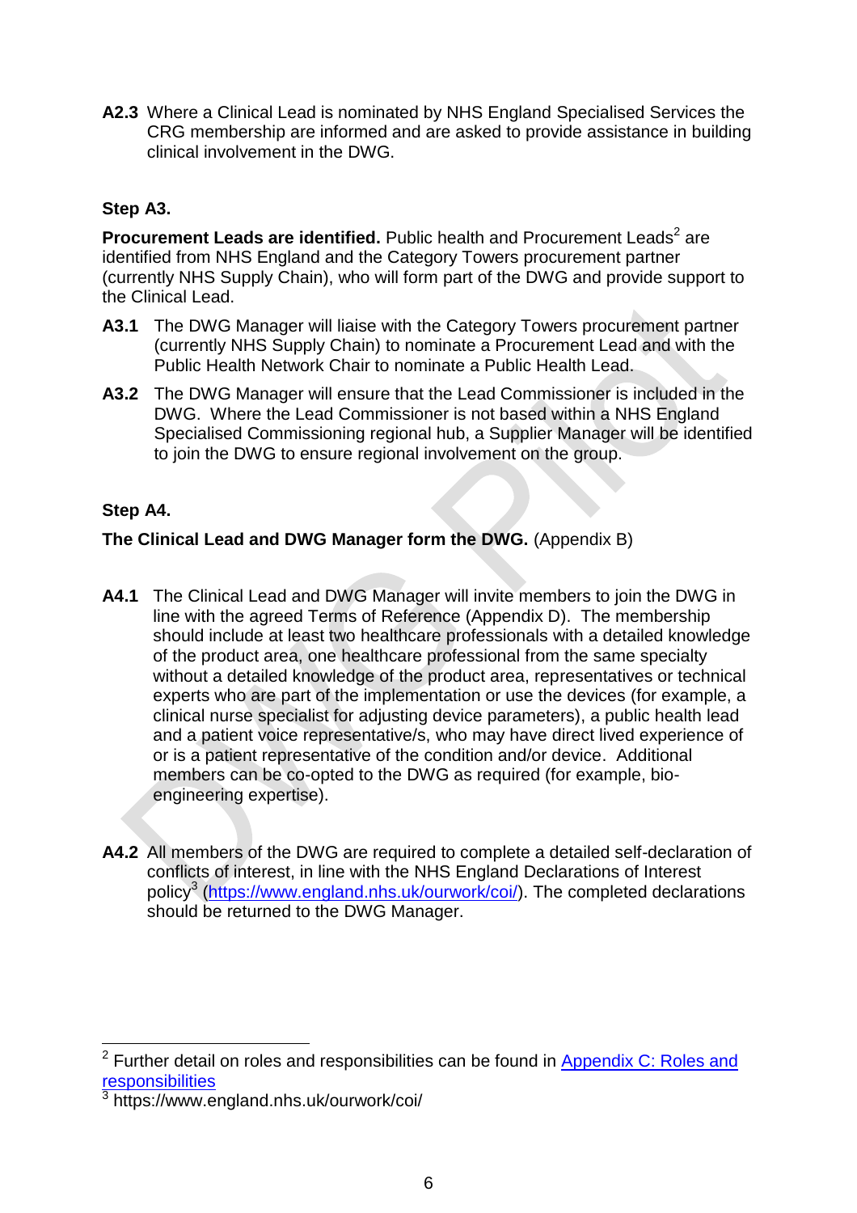**A2.3** Where a Clinical Lead is nominated by NHS England Specialised Services the CRG membership are informed and are asked to provide assistance in building clinical involvement in the DWG.

**Step A3.**

**Procurement Leads are identified.** Public health and Procurement Leads[2] are identified from NHS England and the Category Towers procurement partner (currently NHS Supply Chain), who will form part of the DWG and provide support to the Clinical Lead.

**A3.1** The DWG Manager will liaise with the Category Towers procurement partner (currently NHS Supply Chain) to nominate a Procurement Lead and with the Public Health Network Chair to nominate a Public Health Lead.

**A3.2** The DWG Manager will ensure that the Lead Commissioner is included in the DWG. Where the Lead Commissioner is not based within a NHS England Specialised Commissioning regional hub, a Supplier Manager will be identified to join the DWG to ensure regional involvement on the group.

**Step A4.**

**The Clinical Lead and DWG Manager form the DWG.** (Appendix B)

**A4.1** The Clinical Lead and DWG Manager will invite members to join the DWG in line with the agreed Terms of Reference (Appendix D). The membership should include at least two healthcare professionals with a detailed knowledge of the product area, one healthcare professional from the same specialty without a detailed knowledge of the product area, representatives or technical experts who are part of the implementation or use the devices (for example, a clinical nurse specialist for adjusting device parameters), a public health lead and a patient voice representative/s, who may have direct lived experience of or is a patient representative of the condition and/or device. Additional members can be co-opted to the DWG as required (for example, bio-engineering expertise).

**A4.2** All members of the DWG are required to complete a detailed self-declaration of conflicts of interest, in line with the NHS England Declarations of Interest policy[3] (https://www.england.nhs.uk/ourwork/coi/). The completed declarations should be returned to the DWG Manager.

---

[2] Further detail on roles and responsibilities can be found in Appendix C: Roles and responsibilities

[3] https://www.england.nhs.uk/ourwork/coi/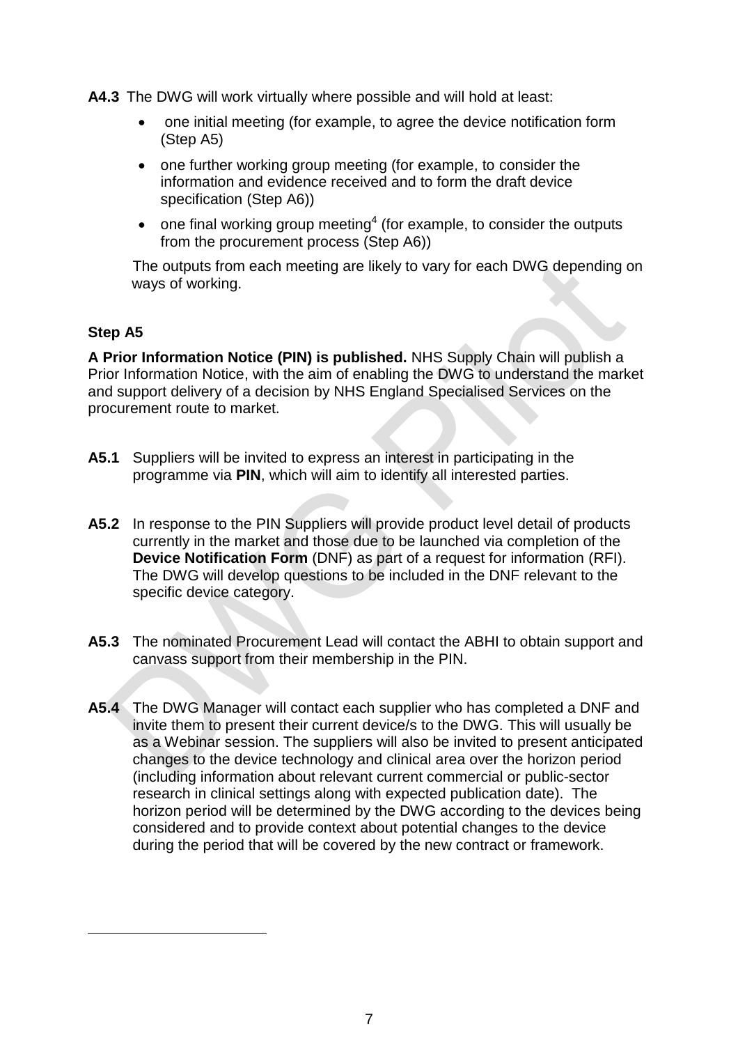**A4.3** The DWG will work virtually where possible and will hold at least:

- one initial meeting (for example, to agree the device notification form (Step A5)
- one further working group meeting (for example, to consider the information and evidence received and to form the draft device specification (Step A6))
- one final working group meeting[4] (for example, to consider the outputs from the procurement process (Step A6))

The outputs from each meeting are likely to vary for each DWG depending on ways of working.

### Step A5

**A Prior Information Notice (PIN) is published.** NHS Supply Chain will publish a Prior Information Notice, with the aim of enabling the DWG to understand the market and support delivery of a decision by NHS England Specialised Services on the procurement route to market.

**A5.1** Suppliers will be invited to express an interest in participating in the programme via **PIN**, which will aim to identify all interested parties.

**A5.2** In response to the PIN Suppliers will provide product level detail of products currently in the market and those due to be launched via completion of the **Device Notification Form** (DNF) as part of a request for information (RFI). The DWG will develop questions to be included in the DNF relevant to the specific device category.

**A5.3** The nominated Procurement Lead will contact the ABHI to obtain support and canvass support from their membership in the PIN.

**A5.4** The DWG Manager will contact each supplier who has completed a DNF and invite them to present their current device/s to the DWG. This will usually be as a Webinar session. The suppliers will also be invited to present anticipated changes to the device technology and clinical area over the horizon period (including information about relevant current commercial or public-sector research in clinical settings along with expected publication date). The horizon period will be determined by the DWG according to the devices being considered and to provide context about potential changes to the device during the period that will be covered by the new contract or framework.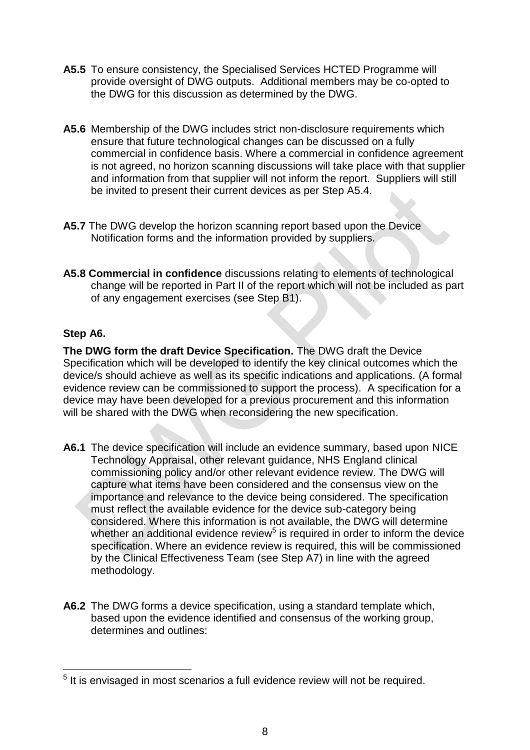**A5.5** To ensure consistency, the Specialised Services HCTED Programme will provide oversight of DWG outputs. Additional members may be co-opted to the DWG for this discussion as determined by the DWG.

**A5.6** Membership of the DWG includes strict non-disclosure requirements which ensure that future technological changes can be discussed on a fully commercial in confidence basis. Where a commercial in confidence agreement is not agreed, no horizon scanning discussions will take place with that supplier and information from that supplier will not inform the report. Suppliers will still be invited to present their current devices as per Step A5.4.

**A5.7** The DWG develop the horizon scanning report based upon the Device Notification forms and the information provided by suppliers.

**A5.8 Commercial in confidence** discussions relating to elements of technological change will be reported in Part II of the report which will not be included as part of any engagement exercises (see Step B1).

### Step A6.

**The DWG form the draft Device Specification.** The DWG draft the Device Specification which will be developed to identify the key clinical outcomes which the device/s should achieve as well as its specific indications and applications. (A formal evidence review can be commissioned to support the process). A specification for a device may have been developed for a previous procurement and this information will be shared with the DWG when reconsidering the new specification.

**A6.1** The device specification will include an evidence summary, based upon NICE Technology Appraisal, other relevant guidance, NHS England clinical commissioning policy and/or other relevant evidence review. The DWG will capture what items have been considered and the consensus view on the importance and relevance to the device being considered. The specification must reflect the available evidence for the device sub-category being considered. Where this information is not available, the DWG will determine whether an additional evidence review[5] is required in order to inform the device specification. Where an evidence review is required, this will be commissioned by the Clinical Effectiveness Team (see Step A7) in line with the agreed methodology.

**A6.2** The DWG forms a device specification, using a standard template which, based upon the evidence identified and consensus of the working group, determines and outlines:

---

[5] It is envisaged in most scenarios a full evidence review will not be required.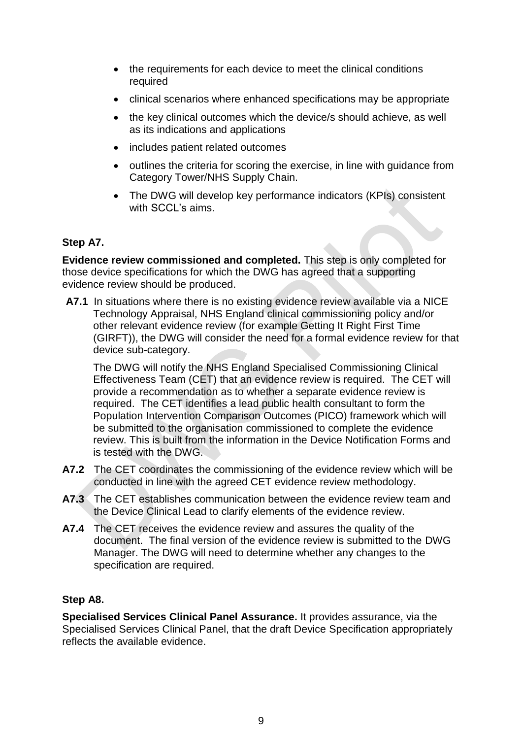- the requirements for each device to meet the clinical conditions required
- clinical scenarios where enhanced specifications may be appropriate
- the key clinical outcomes which the device/s should achieve, as well as its indications and applications
- includes patient related outcomes
- outlines the criteria for scoring the exercise, in line with guidance from Category Tower/NHS Supply Chain.
- The DWG will develop key performance indicators (KPIs) consistent with SCCL's aims.

**Step A7.**

**Evidence review commissioned and completed.** This step is only completed for those device specifications for which the DWG has agreed that a supporting evidence review should be produced.

**A7.1** In situations where there is no existing evidence review available via a NICE Technology Appraisal, NHS England clinical commissioning policy and/or other relevant evidence review (for example Getting It Right First Time (GIRFT)), the DWG will consider the need for a formal evidence review for that device sub-category.

The DWG will notify the NHS England Specialised Commissioning Clinical Effectiveness Team (CET) that an evidence review is required. The CET will provide a recommendation as to whether a separate evidence review is required. The CET identifies a lead public health consultant to form the Population Intervention Comparison Outcomes (PICO) framework which will be submitted to the organisation commissioned to complete the evidence review. This is built from the information in the Device Notification Forms and is tested with the DWG.

**A7.2** The CET coordinates the commissioning of the evidence review which will be conducted in line with the agreed CET evidence review methodology.

**A7.3** The CET establishes communication between the evidence review team and the Device Clinical Lead to clarify elements of the evidence review.

**A7.4** The CET receives the evidence review and assures the quality of the document. The final version of the evidence review is submitted to the DWG Manager. The DWG will need to determine whether any changes to the specification are required.

**Step A8.**

**Specialised Services Clinical Panel Assurance.** It provides assurance, via the Specialised Services Clinical Panel, that the draft Device Specification appropriately reflects the available evidence.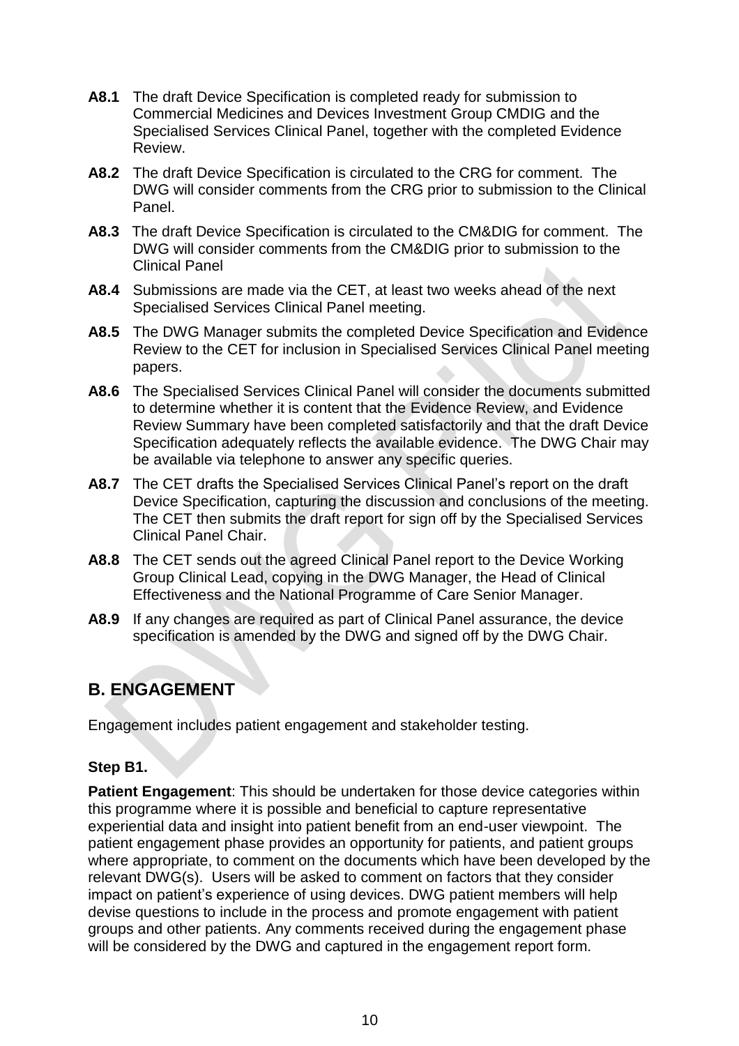**A8.1** The draft Device Specification is completed ready for submission to Commercial Medicines and Devices Investment Group CMDIG and the Specialised Services Clinical Panel, together with the completed Evidence Review.

**A8.2** The draft Device Specification is circulated to the CRG for comment. The DWG will consider comments from the CRG prior to submission to the Clinical Panel.

**A8.3** The draft Device Specification is circulated to the CM&DIG for comment. The DWG will consider comments from the CM&DIG prior to submission to the Clinical Panel

**A8.4** Submissions are made via the CET, at least two weeks ahead of the next Specialised Services Clinical Panel meeting.

**A8.5** The DWG Manager submits the completed Device Specification and Evidence Review to the CET for inclusion in Specialised Services Clinical Panel meeting papers.

**A8.6** The Specialised Services Clinical Panel will consider the documents submitted to determine whether it is content that the Evidence Review, and Evidence Review Summary have been completed satisfactorily and that the draft Device Specification adequately reflects the available evidence. The DWG Chair may be available via telephone to answer any specific queries.

**A8.7** The CET drafts the Specialised Services Clinical Panel's report on the draft Device Specification, capturing the discussion and conclusions of the meeting. The CET then submits the draft report for sign off by the Specialised Services Clinical Panel Chair.

**A8.8** The CET sends out the agreed Clinical Panel report to the Device Working Group Clinical Lead, copying in the DWG Manager, the Head of Clinical Effectiveness and the National Programme of Care Senior Manager.

**A8.9** If any changes are required as part of Clinical Panel assurance, the device specification is amended by the DWG and signed off by the DWG Chair.

## B. ENGAGEMENT

Engagement includes patient engagement and stakeholder testing.

### Step B1.

**Patient Engagement**: This should be undertaken for those device categories within this programme where it is possible and beneficial to capture representative experiential data and insight into patient benefit from an end-user viewpoint. The patient engagement phase provides an opportunity for patients, and patient groups where appropriate, to comment on the documents which have been developed by the relevant DWG(s). Users will be asked to comment on factors that they consider impact on patient's experience of using devices. DWG patient members will help devise questions to include in the process and promote engagement with patient groups and other patients. Any comments received during the engagement phase will be considered by the DWG and captured in the engagement report form.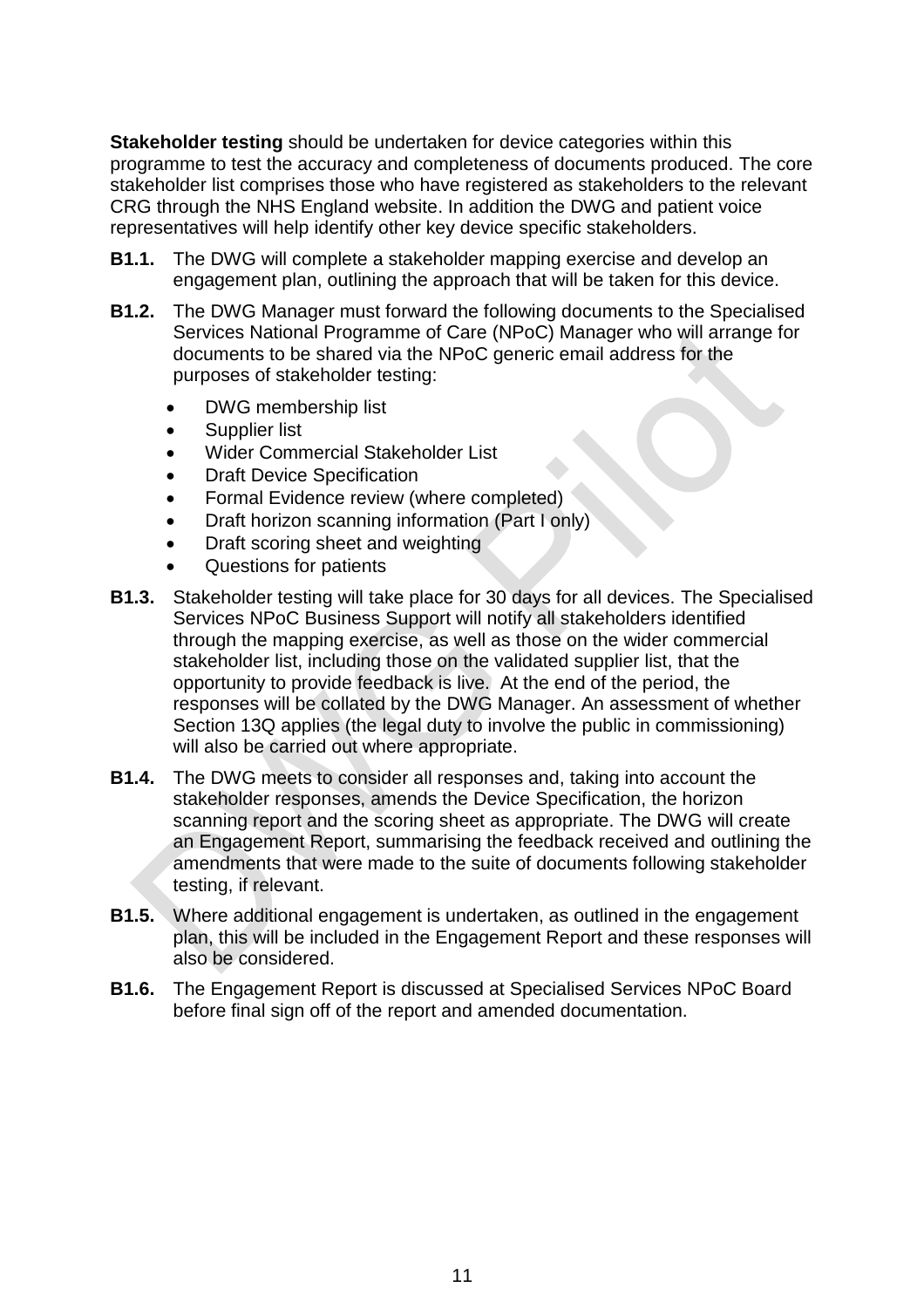**Stakeholder testing** should be undertaken for device categories within this programme to test the accuracy and completeness of documents produced. The core stakeholder list comprises those who have registered as stakeholders to the relevant CRG through the NHS England website. In addition the DWG and patient voice representatives will help identify other key device specific stakeholders.

**B1.1.** The DWG will complete a stakeholder mapping exercise and develop an engagement plan, outlining the approach that will be taken for this device.

**B1.2.** The DWG Manager must forward the following documents to the Specialised Services National Programme of Care (NPoC) Manager who will arrange for documents to be shared via the NPoC generic email address for the purposes of stakeholder testing:

- DWG membership list
- Supplier list
- Wider Commercial Stakeholder List
- Draft Device Specification
- Formal Evidence review (where completed)
- Draft horizon scanning information (Part I only)
- Draft scoring sheet and weighting
- Questions for patients

**B1.3.** Stakeholder testing will take place for 30 days for all devices. The Specialised Services NPoC Business Support will notify all stakeholders identified through the mapping exercise, as well as those on the wider commercial stakeholder list, including those on the validated supplier list, that the opportunity to provide feedback is live. At the end of the period, the responses will be collated by the DWG Manager. An assessment of whether Section 13Q applies (the legal duty to involve the public in commissioning) will also be carried out where appropriate.

**B1.4.** The DWG meets to consider all responses and, taking into account the stakeholder responses, amends the Device Specification, the horizon scanning report and the scoring sheet as appropriate. The DWG will create an Engagement Report, summarising the feedback received and outlining the amendments that were made to the suite of documents following stakeholder testing, if relevant.

**B1.5.** Where additional engagement is undertaken, as outlined in the engagement plan, this will be included in the Engagement Report and these responses will also be considered.

**B1.6.** The Engagement Report is discussed at Specialised Services NPoC Board before final sign off of the report and amended documentation.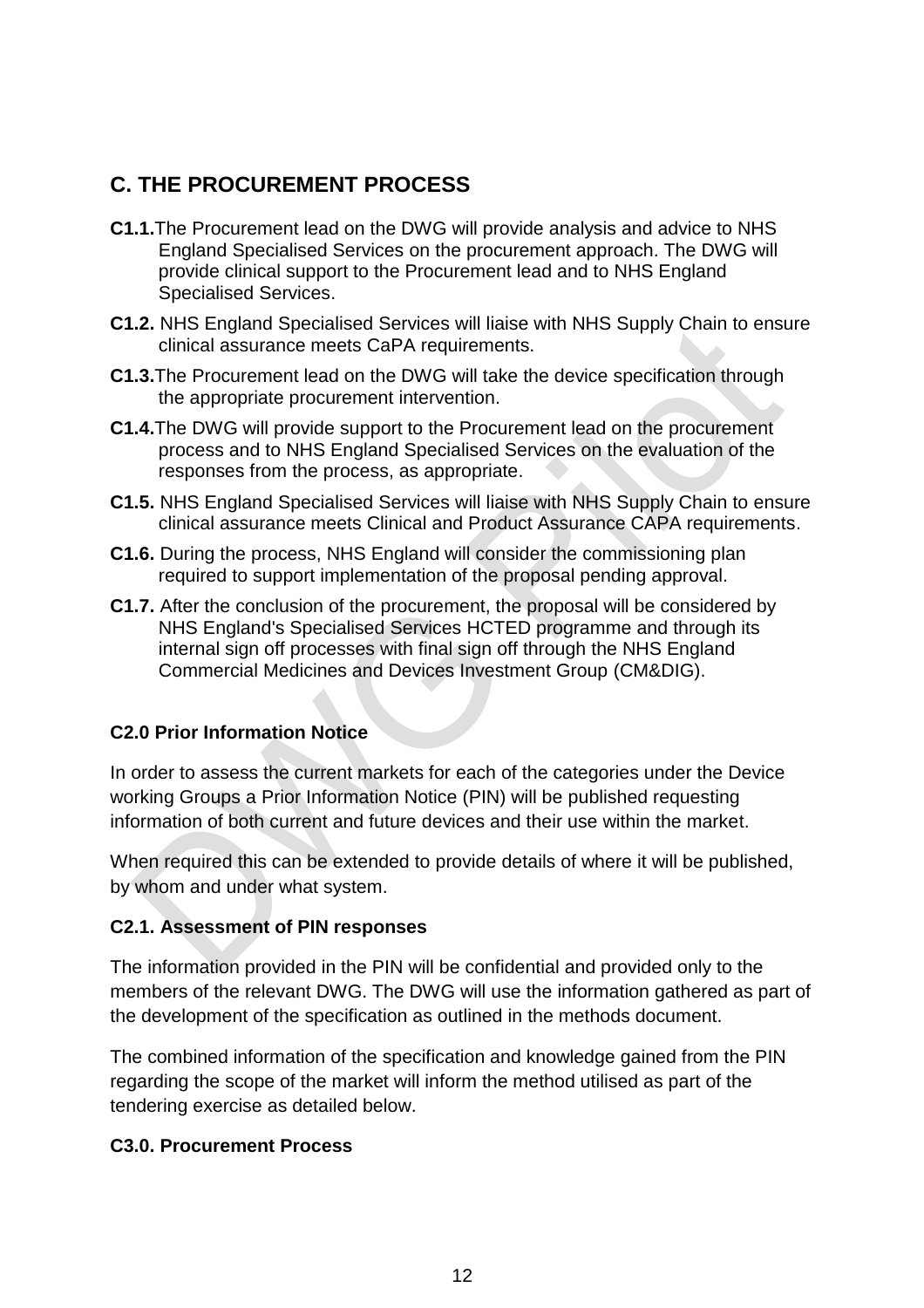## C. THE PROCUREMENT PROCESS

**C1.1.** The Procurement lead on the DWG will provide analysis and advice to NHS England Specialised Services on the procurement approach. The DWG will provide clinical support to the Procurement lead and to NHS England Specialised Services.

**C1.2.** NHS England Specialised Services will liaise with NHS Supply Chain to ensure clinical assurance meets CaPA requirements.

**C1.3.** The Procurement lead on the DWG will take the device specification through the appropriate procurement intervention.

**C1.4.** The DWG will provide support to the Procurement lead on the procurement process and to NHS England Specialised Services on the evaluation of the responses from the process, as appropriate.

**C1.5.** NHS England Specialised Services will liaise with NHS Supply Chain to ensure clinical assurance meets Clinical and Product Assurance CAPA requirements.

**C1.6.** During the process, NHS England will consider the commissioning plan required to support implementation of the proposal pending approval.

**C1.7.** After the conclusion of the procurement, the proposal will be considered by NHS England's Specialised Services HCTED programme and through its internal sign off processes with final sign off through the NHS England Commercial Medicines and Devices Investment Group (CM&DIG).

### C2.0 Prior Information Notice

In order to assess the current markets for each of the categories under the Device working Groups a Prior Information Notice (PIN) will be published requesting information of both current and future devices and their use within the market.

When required this can be extended to provide details of where it will be published, by whom and under what system.

### C2.1. Assessment of PIN responses

The information provided in the PIN will be confidential and provided only to the members of the relevant DWG. The DWG will use the information gathered as part of the development of the specification as outlined in the methods document.

The combined information of the specification and knowledge gained from the PIN regarding the scope of the market will inform the method utilised as part of the tendering exercise as detailed below.

### C3.0. Procurement Process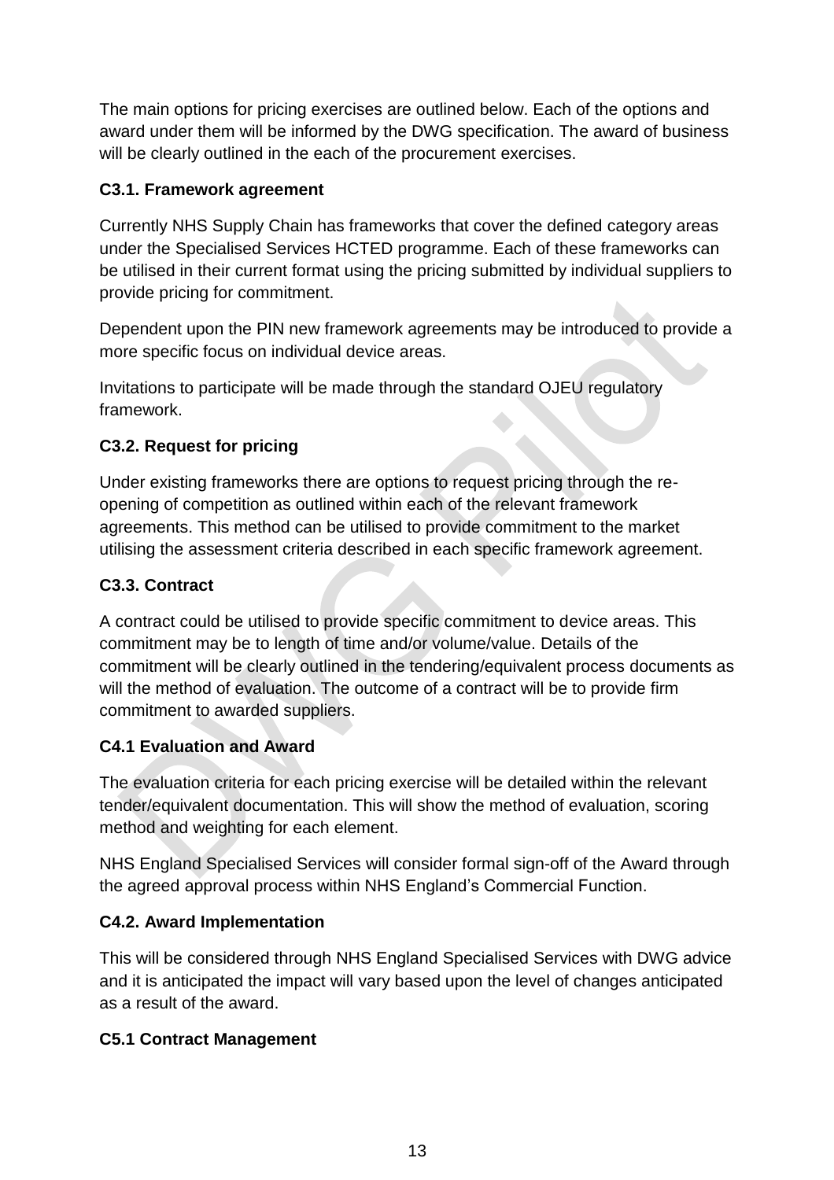The main options for pricing exercises are outlined below. Each of the options and award under them will be informed by the DWG specification. The award of business will be clearly outlined in the each of the procurement exercises.

### C3.1. Framework agreement

Currently NHS Supply Chain has frameworks that cover the defined category areas under the Specialised Services HCTED programme. Each of these frameworks can be utilised in their current format using the pricing submitted by individual suppliers to provide pricing for commitment.

Dependent upon the PIN new framework agreements may be introduced to provide a more specific focus on individual device areas.

Invitations to participate will be made through the standard OJEU regulatory framework.

### C3.2. Request for pricing

Under existing frameworks there are options to request pricing through the re-opening of competition as outlined within each of the relevant framework agreements. This method can be utilised to provide commitment to the market utilising the assessment criteria described in each specific framework agreement.

### C3.3. Contract

A contract could be utilised to provide specific commitment to device areas. This commitment may be to length of time and/or volume/value. Details of the commitment will be clearly outlined in the tendering/equivalent process documents as will the method of evaluation. The outcome of a contract will be to provide firm commitment to awarded suppliers.

### C4.1 Evaluation and Award

The evaluation criteria for each pricing exercise will be detailed within the relevant tender/equivalent documentation. This will show the method of evaluation, scoring method and weighting for each element.

NHS England Specialised Services will consider formal sign-off of the Award through the agreed approval process within NHS England's Commercial Function.

### C4.2. Award Implementation

This will be considered through NHS England Specialised Services with DWG advice and it is anticipated the impact will vary based upon the level of changes anticipated as a result of the award.

### C5.1 Contract Management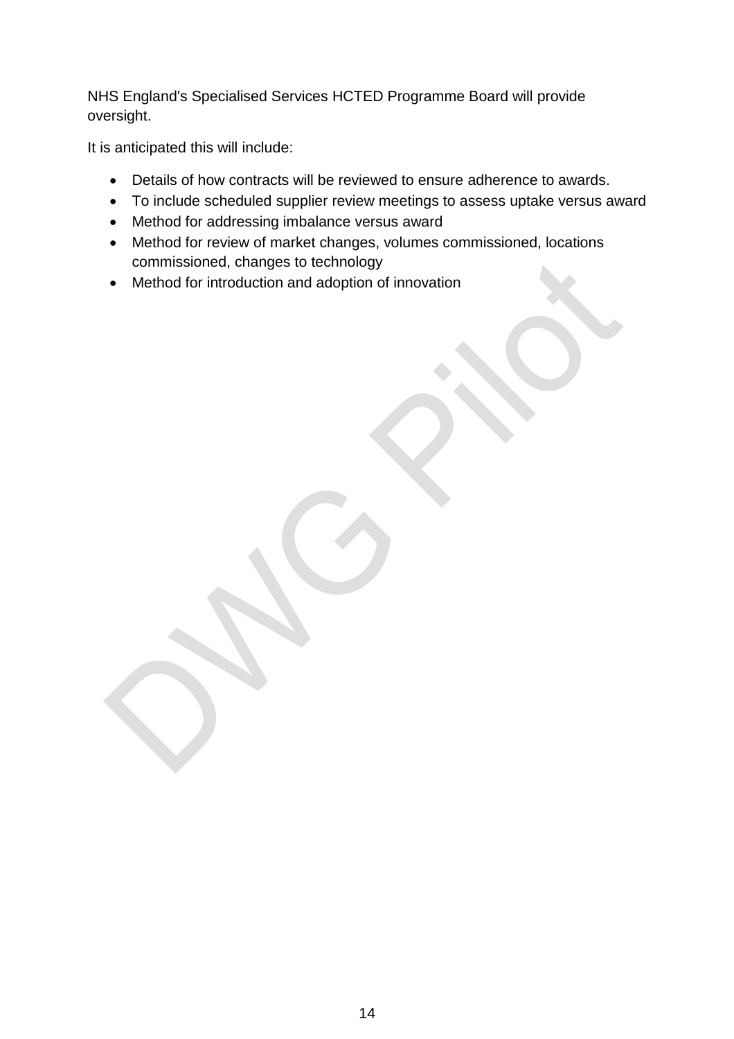NHS England's Specialised Services HCTED Programme Board will provide oversight.

It is anticipated this will include:

- Details of how contracts will be reviewed to ensure adherence to awards.
- To include scheduled supplier review meetings to assess uptake versus award
- Method for addressing imbalance versus award
- Method for review of market changes, volumes commissioned, locations commissioned, changes to technology
- Method for introduction and adoption of innovation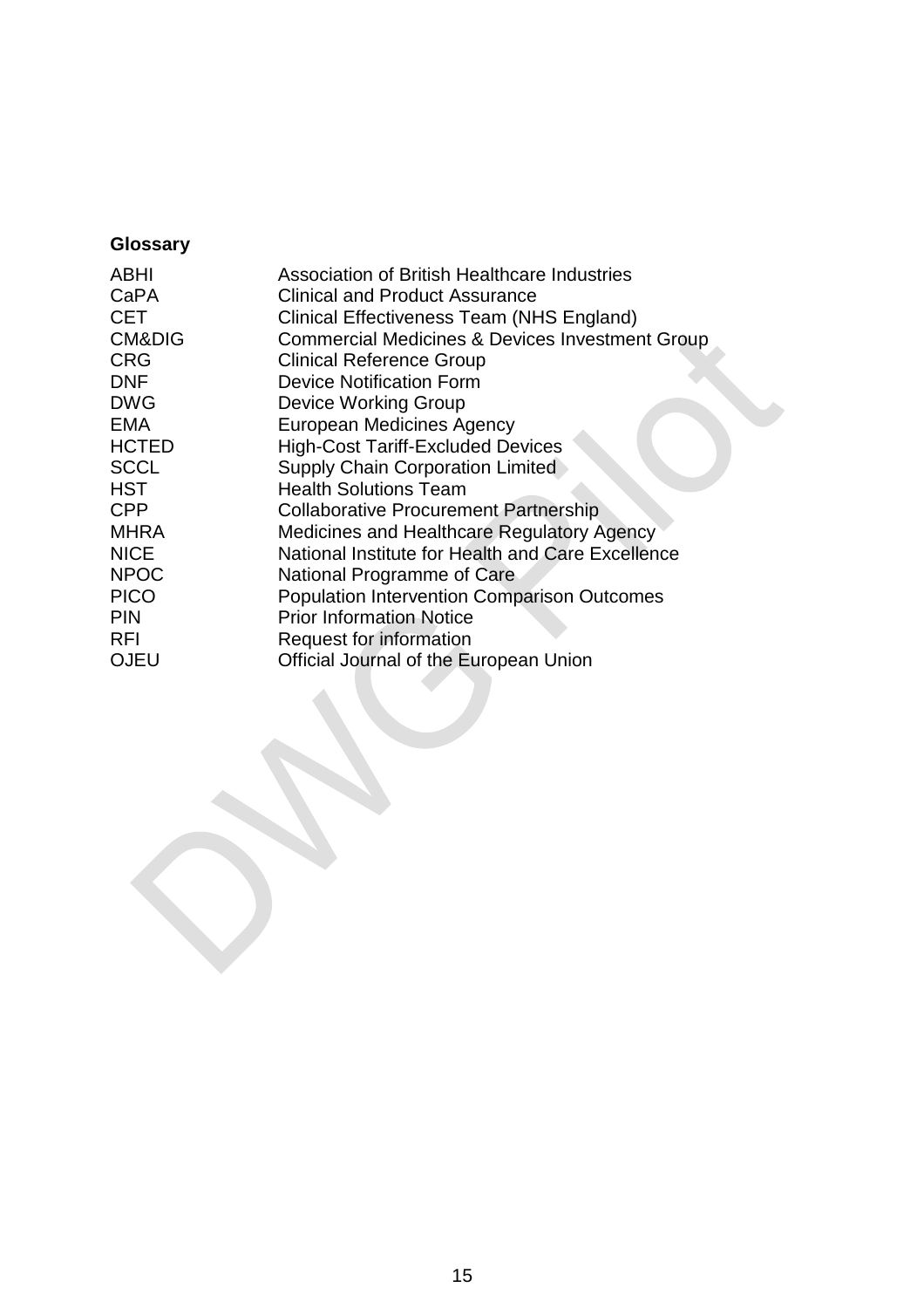**Glossary**

| | |
|---|---|
| ABHI | Association of British Healthcare Industries |
| CaPA | Clinical and Product Assurance |
| CET | Clinical Effectiveness Team (NHS England) |
| CM&DIG | Commercial Medicines & Devices Investment Group |
| CRG | Clinical Reference Group |
| DNF | Device Notification Form |
| DWG | Device Working Group |
| EMA | European Medicines Agency |
| HCTED | High-Cost Tariff-Excluded Devices |
| SCCL | Supply Chain Corporation Limited |
| HST | Health Solutions Team |
| CPP | Collaborative Procurement Partnership |
| MHRA | Medicines and Healthcare Regulatory Agency |
| NICE | National Institute for Health and Care Excellence |
| NPOC | National Programme of Care |
| PICO | Population Intervention Comparison Outcomes |
| PIN | Prior Information Notice |
| RFI | Request for information |
| OJEU | Official Journal of the European Union |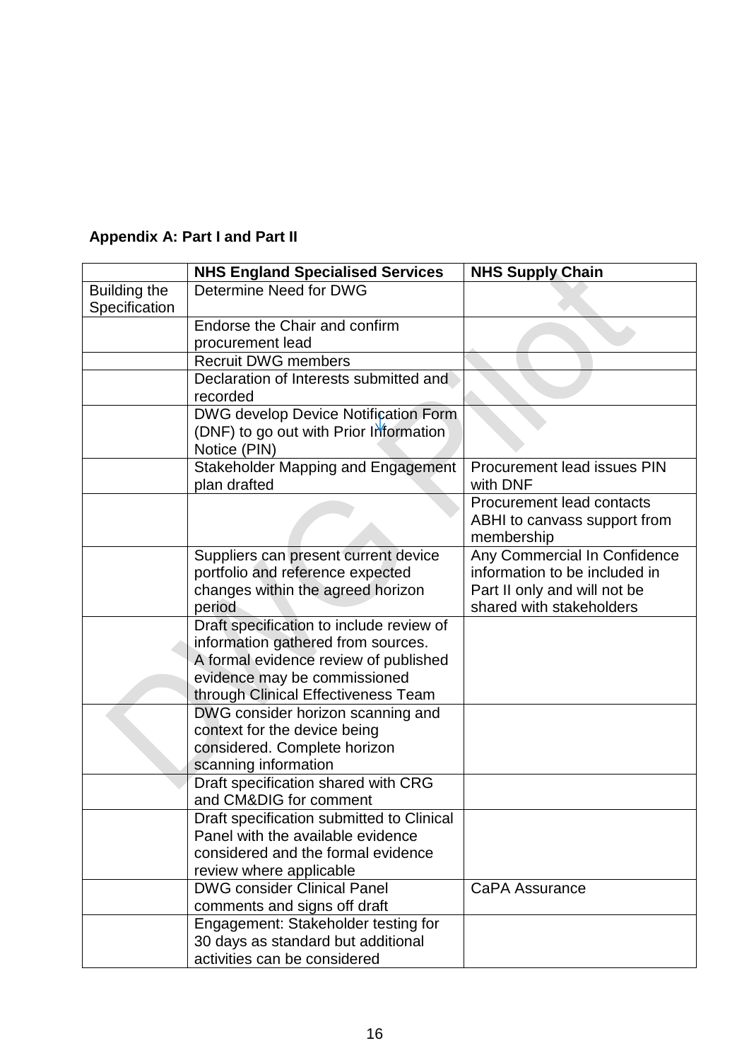**Appendix A: Part I and Part II**

| | NHS England Specialised Services | NHS Supply Chain |
|---|---|---|
| Building the Specification | Determine Need for DWG | |
| | Endorse the Chair and confirm procurement lead | |
| | Recruit DWG members | |
| | Declaration of Interests submitted and recorded | |
| | DWG develop Device Notification Form (DNF) to go out with Prior Information Notice (PIN) | |
| | Stakeholder Mapping and Engagement plan drafted | Procurement lead issues PIN with DNF |
| | | Procurement lead contacts ABHI to canvass support from membership |
| | Suppliers can present current device portfolio and reference expected changes within the agreed horizon period | Any Commercial In Confidence information to be included in Part II only and will not be shared with stakeholders |
| | Draft specification to include review of information gathered from sources. A formal evidence review of published evidence may be commissioned through Clinical Effectiveness Team | |
| | DWG consider horizon scanning and context for the device being considered. Complete horizon scanning information | |
| | Draft specification shared with CRG and CM&DIG for comment | |
| | Draft specification submitted to Clinical Panel with the available evidence considered and the formal evidence review where applicable | |
| | DWG consider Clinical Panel comments and signs off draft | CaPA Assurance |
| | Engagement: Stakeholder testing for 30 days as standard but additional activities can be considered | |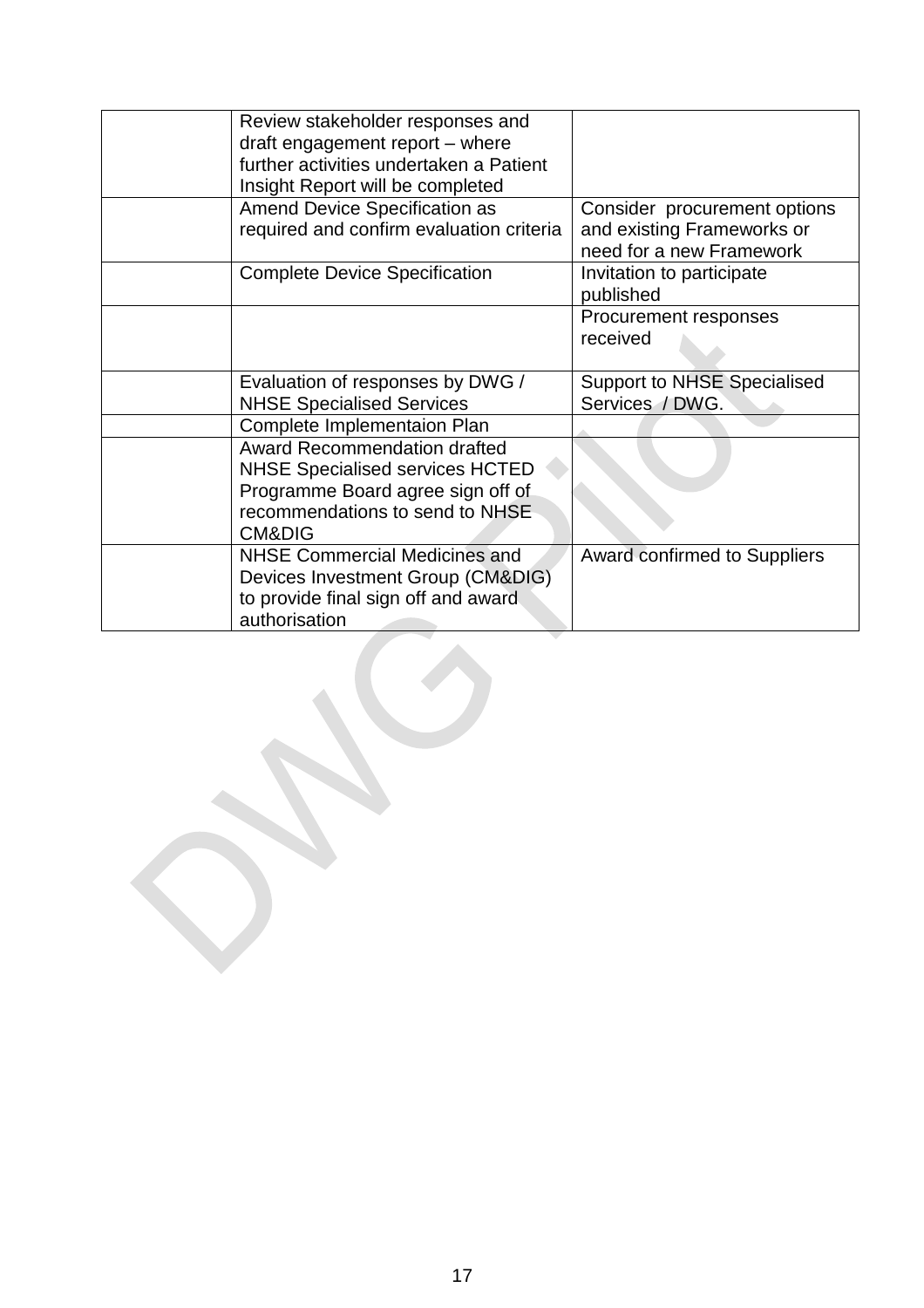| | | |
|---|---|---|
| | Review stakeholder responses and draft engagement report – where further activities undertaken a Patient Insight Report will be completed | |
| | Amend Device Specification as required and confirm evaluation criteria | Consider procurement options and existing Frameworks or need for a new Framework |
| | Complete Device Specification | Invitation to participate published |
| | | Procurement responses received |
| | Evaluation of responses by DWG / NHSE Specialised Services | Support to NHSE Specialised Services / DWG. |
| | Complete Implementaion Plan | |
| | Award Recommendation drafted NHSE Specialised services HCTED Programme Board agree sign off of recommendations to send to NHSE CM&DIG | |
| | NHSE Commercial Medicines and Devices Investment Group (CM&DIG) to provide final sign off and award authorisation | Award confirmed to Suppliers |

DWG Pilot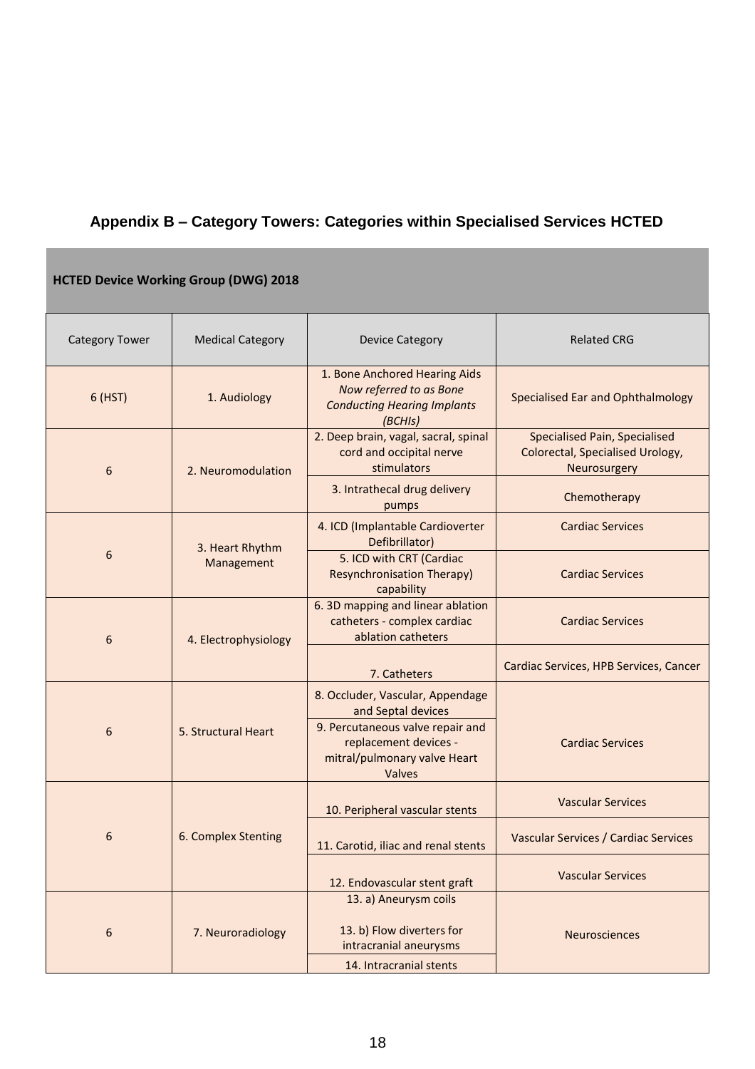**Appendix B – Category Towers: Categories within Specialised Services HCTED**

| HCTED Device Working Group (DWG) 2018 | | | |
|---|---|---|---|
| Category Tower | Medical Category | Device Category | Related CRG |
| 6 (HST) | 1. Audiology | 1. Bone Anchored Hearing Aids *Now referred to as Bone Conducting Hearing Implants (BCHIs)* | Specialised Ear and Ophthalmology |
| 6 | 2. Neuromodulation | 2. Deep brain, vagal, sacral, spinal cord and occipital nerve stimulators | Specialised Pain, Specialised Colorectal, Specialised Urology, Neurosurgery |
| | | 3. Intrathecal drug delivery pumps | Chemotherapy |
| 6 | 3. Heart Rhythm Management | 4. ICD (Implantable Cardioverter Defibrillator) | Cardiac Services |
| | | 5. ICD with CRT (Cardiac Resynchronisation Therapy) capability | Cardiac Services |
| 6 | 4. Electrophysiology | 6. 3D mapping and linear ablation catheters - complex cardiac ablation catheters | Cardiac Services |
| | | 7. Catheters | Cardiac Services, HPB Services, Cancer |
| 6 | 5. Structural Heart | 8. Occluder, Vascular, Appendage and Septal devices | Cardiac Services |
| | | 9. Percutaneous valve repair and replacement devices - mitral/pulmonary valve Heart Valves | |
| 6 | 6. Complex Stenting | 10. Peripheral vascular stents | Vascular Services |
| | | 11. Carotid, iliac and renal stents | Vascular Services / Cardiac Services |
| | | 12. Endovascular stent graft | Vascular Services |
| 6 | 7. Neuroradiology | 13. a) Aneurysm coils<br><br>13. b) Flow diverters for intracranial aneurysms | Neurosciences |
| | | 14. Intracranial stents | |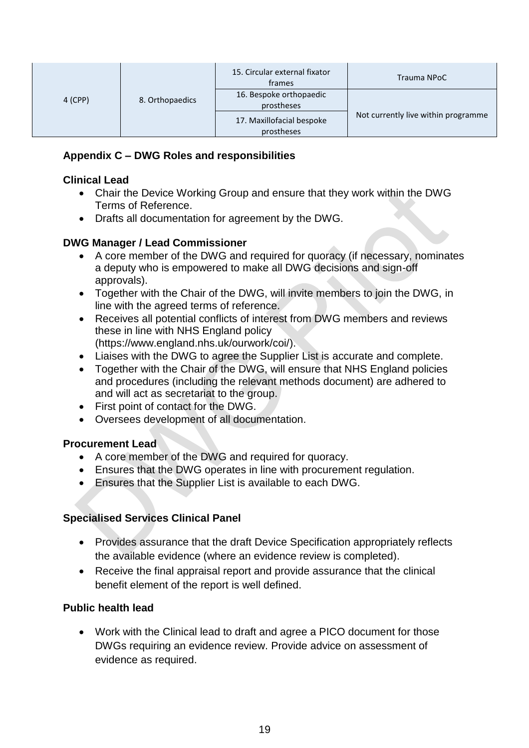| | | | |
|---|---|---|---|
| 4 (CPP) | 8. Orthopaedics | 15. Circular external fixator frames | Trauma NPoC |
| | | 16. Bespoke orthopaedic prostheses | Not currently live within programme |
| | | 17. Maxillofacial bespoke prostheses | |

## Appendix C – DWG Roles and responsibilities

**Clinical Lead**

- Chair the Device Working Group and ensure that they work within the DWG Terms of Reference.
- Drafts all documentation for agreement by the DWG.

**DWG Manager / Lead Commissioner**

- A core member of the DWG and required for quoracy (if necessary, nominates a deputy who is empowered to make all DWG decisions and sign-off approvals).
- Together with the Chair of the DWG, will invite members to join the DWG, in line with the agreed terms of reference.
- Receives all potential conflicts of interest from DWG members and reviews these in line with NHS England policy (https://www.england.nhs.uk/ourwork/coi/).
- Liaises with the DWG to agree the Supplier List is accurate and complete.
- Together with the Chair of the DWG, will ensure that NHS England policies and procedures (including the relevant methods document) are adhered to and will act as secretariat to the group.
- First point of contact for the DWG.
- Oversees development of all documentation.

**Procurement Lead**

- A core member of the DWG and required for quoracy.
- Ensures that the DWG operates in line with procurement regulation.
- Ensures that the Supplier List is available to each DWG.

**Specialised Services Clinical Panel**

- Provides assurance that the draft Device Specification appropriately reflects the available evidence (where an evidence review is completed).
- Receive the final appraisal report and provide assurance that the clinical benefit element of the report is well defined.

**Public health lead**

- Work with the Clinical lead to draft and agree a PICO document for those DWGs requiring an evidence review. Provide advice on assessment of evidence as required.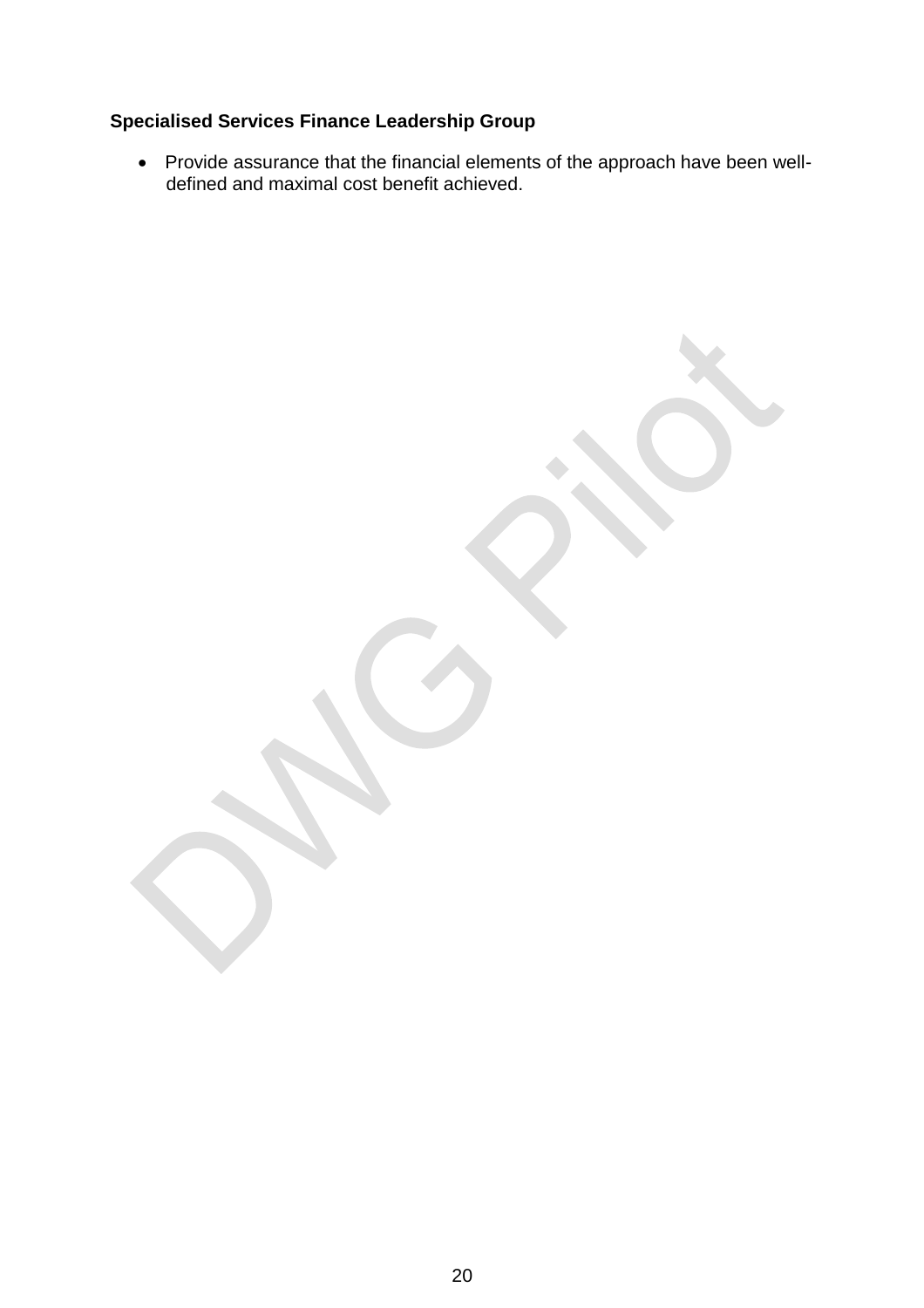**Specialised Services Finance Leadership Group**

- Provide assurance that the financial elements of the approach have been well-defined and maximal cost benefit achieved.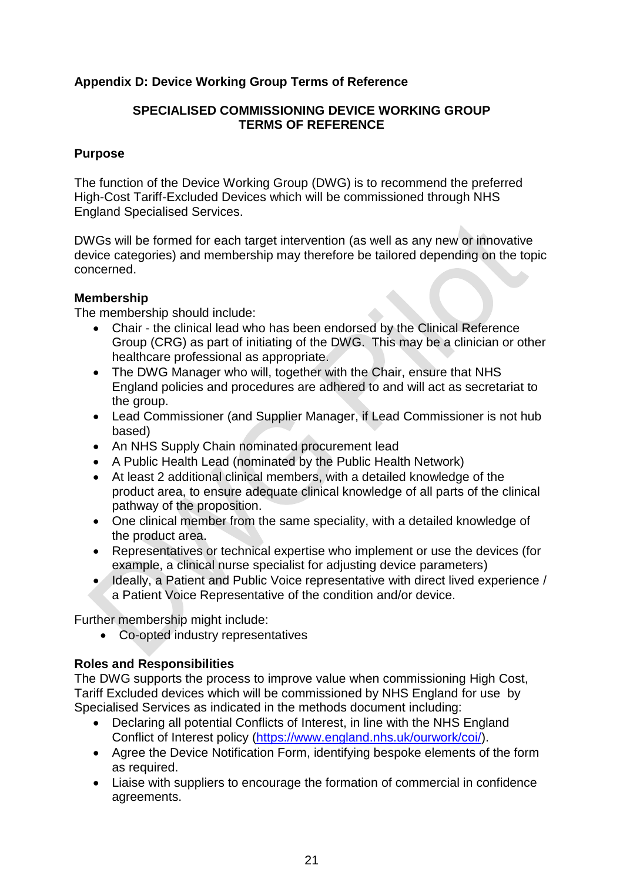## Appendix D: Device Working Group Terms of Reference

**SPECIALISED COMMISSIONING DEVICE WORKING GROUP**
**TERMS OF REFERENCE**

### Purpose

The function of the Device Working Group (DWG) is to recommend the preferred High-Cost Tariff-Excluded Devices which will be commissioned through NHS England Specialised Services.

DWGs will be formed for each target intervention (as well as any new or innovative device categories) and membership may therefore be tailored depending on the topic concerned.

### Membership

The membership should include:

- Chair - the clinical lead who has been endorsed by the Clinical Reference Group (CRG) as part of initiating of the DWG. This may be a clinician or other healthcare professional as appropriate.
- The DWG Manager who will, together with the Chair, ensure that NHS England policies and procedures are adhered to and will act as secretariat to the group.
- Lead Commissioner (and Supplier Manager, if Lead Commissioner is not hub based)
- An NHS Supply Chain nominated procurement lead
- A Public Health Lead (nominated by the Public Health Network)
- At least 2 additional clinical members, with a detailed knowledge of the product area, to ensure adequate clinical knowledge of all parts of the clinical pathway of the proposition.
- One clinical member from the same speciality, with a detailed knowledge of the product area.
- Representatives or technical expertise who implement or use the devices (for example, a clinical nurse specialist for adjusting device parameters)
- Ideally, a Patient and Public Voice representative with direct lived experience / a Patient Voice Representative of the condition and/or device.

Further membership might include:

- Co-opted industry representatives

### Roles and Responsibilities

The DWG supports the process to improve value when commissioning High Cost, Tariff Excluded devices which will be commissioned by NHS England for use by Specialised Services as indicated in the methods document including:

- Declaring all potential Conflicts of Interest, in line with the NHS England Conflict of Interest policy (https://www.england.nhs.uk/ourwork/coi/).
- Agree the Device Notification Form, identifying bespoke elements of the form as required.
- Liaise with suppliers to encourage the formation of commercial in confidence agreements.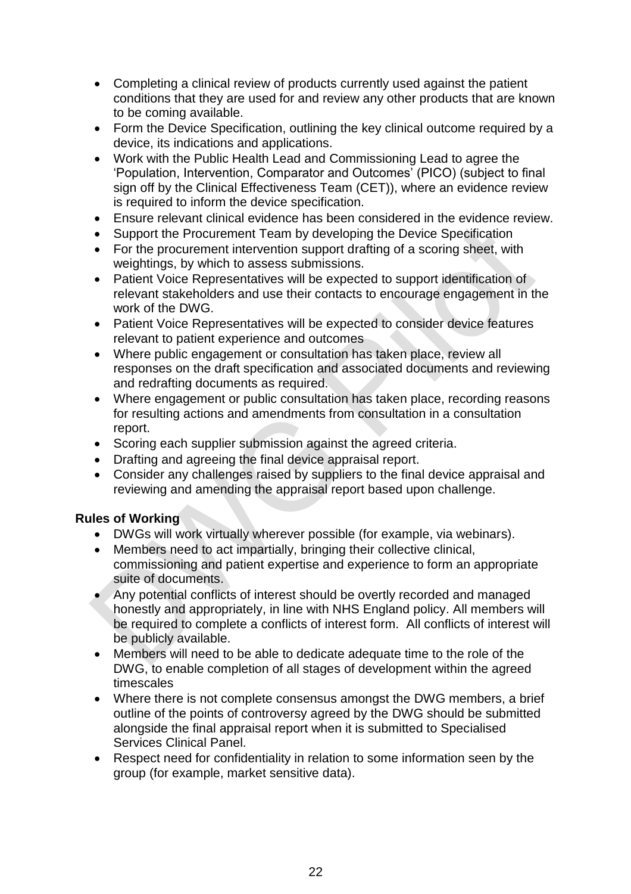- Completing a clinical review of products currently used against the patient conditions that they are used for and review any other products that are known to be coming available.
- Form the Device Specification, outlining the key clinical outcome required by a device, its indications and applications.
- Work with the Public Health Lead and Commissioning Lead to agree the 'Population, Intervention, Comparator and Outcomes' (PICO) (subject to final sign off by the Clinical Effectiveness Team (CET)), where an evidence review is required to inform the device specification.
- Ensure relevant clinical evidence has been considered in the evidence review.
- Support the Procurement Team by developing the Device Specification
- For the procurement intervention support drafting of a scoring sheet, with weightings, by which to assess submissions.
- Patient Voice Representatives will be expected to support identification of relevant stakeholders and use their contacts to encourage engagement in the work of the DWG.
- Patient Voice Representatives will be expected to consider device features relevant to patient experience and outcomes
- Where public engagement or consultation has taken place, review all responses on the draft specification and associated documents and reviewing and redrafting documents as required.
- Where engagement or public consultation has taken place, recording reasons for resulting actions and amendments from consultation in a consultation report.
- Scoring each supplier submission against the agreed criteria.
- Drafting and agreeing the final device appraisal report.
- Consider any challenges raised by suppliers to the final device appraisal and reviewing and amending the appraisal report based upon challenge.

**Rules of Working**

- DWGs will work virtually wherever possible (for example, via webinars).
- Members need to act impartially, bringing their collective clinical, commissioning and patient expertise and experience to form an appropriate suite of documents.
- Any potential conflicts of interest should be overtly recorded and managed honestly and appropriately, in line with NHS England policy. All members will be required to complete a conflicts of interest form. All conflicts of interest will be publicly available.
- Members will need to be able to dedicate adequate time to the role of the DWG, to enable completion of all stages of development within the agreed timescales
- Where there is not complete consensus amongst the DWG members, a brief outline of the points of controversy agreed by the DWG should be submitted alongside the final appraisal report when it is submitted to Specialised Services Clinical Panel.
- Respect need for confidentiality in relation to some information seen by the group (for example, market sensitive data).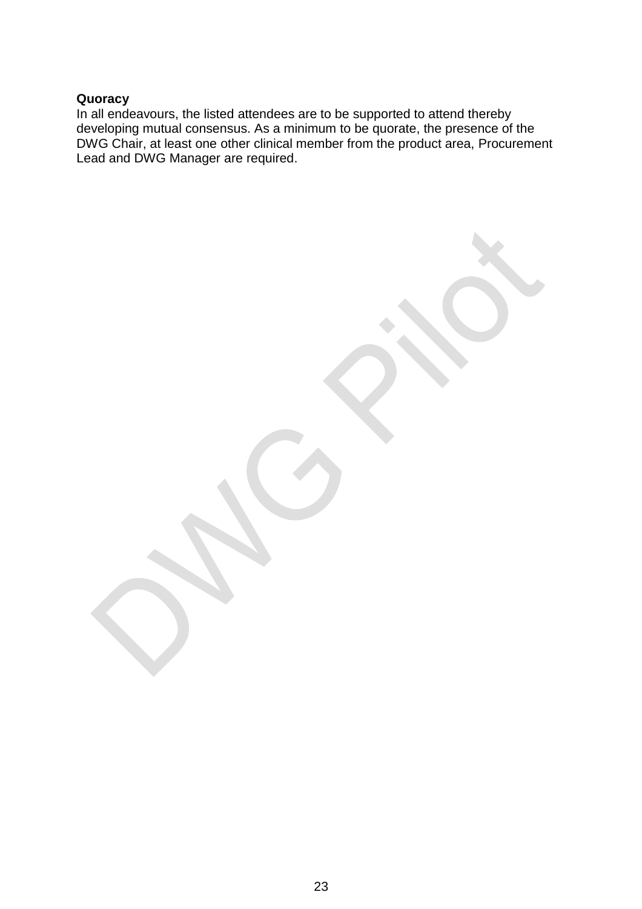**Quoracy**

In all endeavours, the listed attendees are to be supported to attend thereby developing mutual consensus. As a minimum to be quorate, the presence of the DWG Chair, at least one other clinical member from the product area, Procurement Lead and DWG Manager are required.